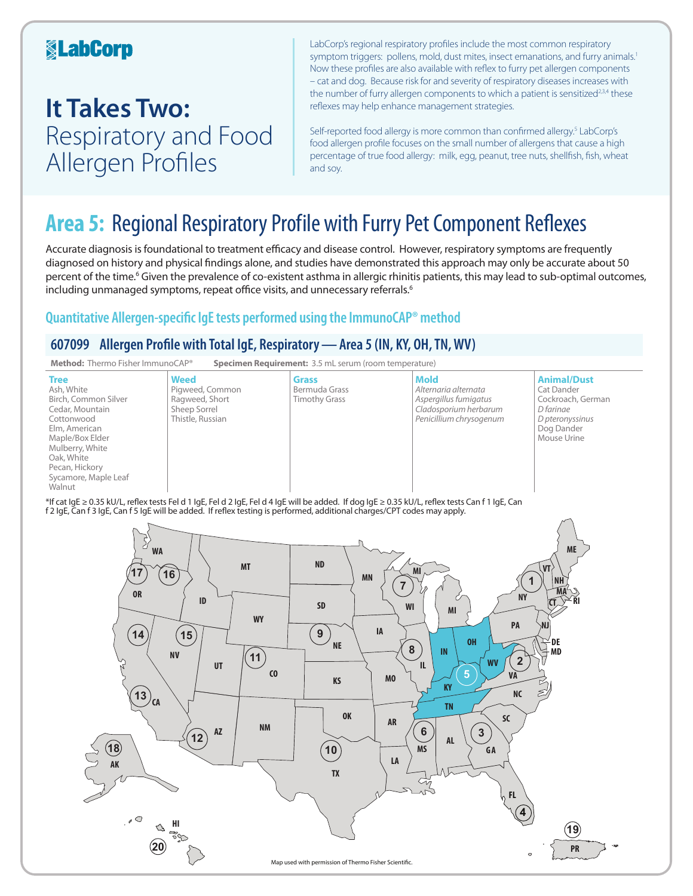LabCorp

# It Takes Two: Respiratory and Food Allergen Profiles

LabCorp's regional respiratory profiles include the most common respiratory symptom triggers: pollens, mold, dust mites, insect emanations, and furry animals.[1] Now these profiles are also available with reflex to furry pet allergen components – cat and dog. Because risk for and severity of respiratory diseases increases with the number of furry allergen components to which a patient is sensitized[2,3,4] these reflexes may help enhance management strategies.

Self-reported food allergy is more common than confirmed allergy.[5] LabCorp's food allergen profile focuses on the small number of allergens that cause a high percentage of true food allergy: milk, egg, peanut, tree nuts, shellfish, fish, wheat and soy.

## Area 5: Regional Respiratory Profile with Furry Pet Component Reflexes

Accurate diagnosis is foundational to treatment efficacy and disease control. However, respiratory symptoms are frequently diagnosed on history and physical findings alone, and studies have demonstrated this approach may only be accurate about 50 percent of the time.[6] Given the prevalence of co-existent asthma in allergic rhinitis patients, this may lead to sub-optimal outcomes, including unmanaged symptoms, repeat office visits, and unnecessary referrals.[6]

### Quantitative Allergen-specific IgE tests performed using the ImmunoCAP® method

### 607099 Allergen Profile with Total IgE, Respiratory — Area 5 (IN, KY, OH, TN, WV)

**Method:** Thermo Fisher ImmunoCAP® **Specimen Requirement:** 3.5 mL serum (room temperature)

| Tree | Weed | Grass | Mold | Animal/Dust |
|---|---|---|---|---|
| Ash, White | Pigweed, Common | Bermuda Grass | *Alternaria alternata* | Cat Dander |
| Birch, Common Silver | Ragweed, Short | Timothy Grass | *Aspergillus fumigatus* | Cockroach, German |
| Cedar, Mountain | Sheep Sorrel | | *Cladosporium herbarum* | *D farinae* |
| Cottonwood | Thistle, Russian | | *Penicillium chrysogenum* | *D pteronyssinus* |
| Elm, American | | | | Dog Dander |
| Maple/Box Elder | | | | Mouse Urine |
| Mulberry, White | | | | |
| Oak, White | | | | |
| Pecan, Hickory | | | | |
| Sycamore, Maple Leaf | | | | |
| Walnut | | | | |

*If cat IgE ≥ 0.35 kU/L, reflex tests Fel d 1 IgE, Fel d 2 IgE, Fel d 4 IgE will be added. If dog IgE ≥ 0.35 kU/L, reflex tests Can f 1 IgE, Can f 2 IgE, Can f 3 IgE, Can f 5 IgE will be added. If reflex testing is performed, additional charges/CPT codes may apply.

Map used with permission of Thermo Fisher Scientific.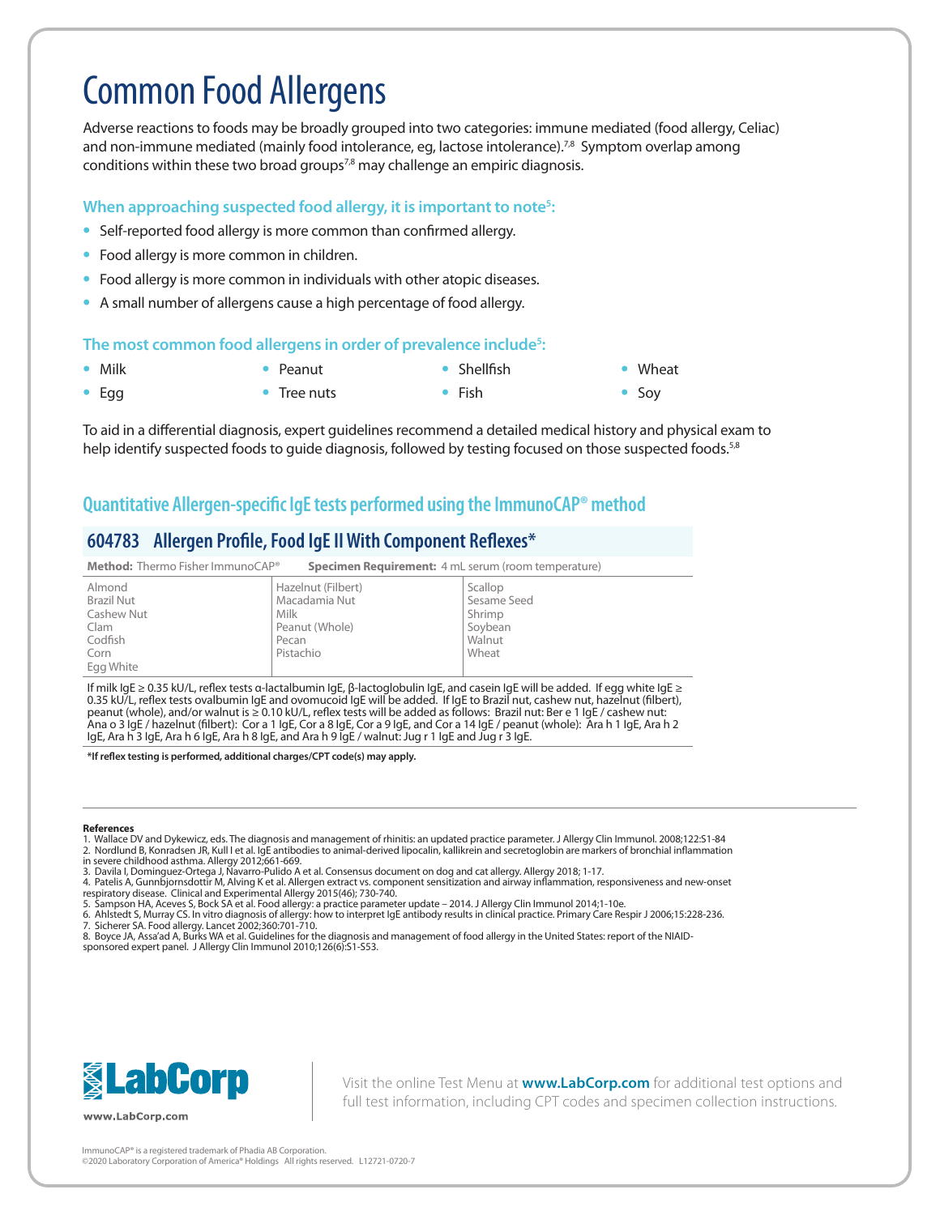# Common Food Allergens

Adverse reactions to foods may be broadly grouped into two categories: immune mediated (food allergy, Celiac) and non-immune mediated (mainly food intolerance, eg, lactose intolerance).[7,8] Symptom overlap among conditions within these two broad groups[7,8] may challenge an empiric diagnosis.

### When approaching suspected food allergy, it is important to note[5]:

- Self-reported food allergy is more common than confirmed allergy.
- Food allergy is more common in children.
- Food allergy is more common in individuals with other atopic diseases.
- A small number of allergens cause a high percentage of food allergy.

### The most common food allergens in order of prevalence include[5]:

- Milk
- Egg
- Peanut
- Tree nuts
- Shellfish
- Fish
- Wheat
- Soy

To aid in a differential diagnosis, expert guidelines recommend a detailed medical history and physical exam to help identify suspected foods to guide diagnosis, followed by testing focused on those suspected foods.[5,8]

## Quantitative Allergen-specific IgE tests performed using the ImmunoCAP® method

### 604783 Allergen Profile, Food IgE II With Component Reflexes*

**Method:** Thermo Fisher ImmunoCAP® **Specimen Requirement:** 4 mL serum (room temperature)

| | | |
|---|---|---|
| Almond | Hazelnut (Filbert) | Scallop |
| Brazil Nut | Macadamia Nut | Sesame Seed |
| Cashew Nut | Milk | Shrimp |
| Clam | Peanut (Whole) | Soybean |
| Codfish | Pecan | Walnut |
| Corn | Pistachio | Wheat |
| Egg White | | |

If milk IgE ≥ 0.35 kU/L, reflex tests α-lactalbumin IgE, β-lactoglobulin IgE, and casein IgE will be added. If egg white IgE ≥ 0.35 kU/L, reflex tests ovalbumin IgE and ovomucoid IgE will be added. If IgE to Brazil nut, cashew nut, hazelnut (filbert), peanut (whole), and/or walnut is ≥ 0.10 kU/L, reflex tests will be added as follows: Brazil nut: Ber e 1 IgE / cashew nut: Ana o 3 IgE / hazelnut (filbert): Cor a 1 IgE, Cor a 8 IgE, Cor a 9 IgE, and Cor a 14 IgE / peanut (whole): Ara h 1 IgE, Ara h 2 IgE, Ara h 3 IgE, Ara h 6 IgE, Ara h 8 IgE, and Ara h 9 IgE / walnut: Jug r 1 IgE and Jug r 3 IgE.

**\*If reflex testing is performed, additional charges/CPT code(s) may apply.**

**References**

1. Wallace DV and Dykewicz, eds. The diagnosis and management of rhinitis: an updated practice parameter. J Allergy Clin Immunol. 2008;122:S1-84
2. Nordlund B, Konradsen JR, Kull I et al. IgE antibodies to animal-derived lipocalin, kallikrein and secretoglobin are markers of bronchial inflammation in severe childhood asthma. Allergy 2012;661-669.
3. Davila I, Dominguez-Ortega J, Navarro-Pulido A et al. Consensus document on dog and cat allergy. Allergy 2018; 1-17.
4. Patelis A, Gunnbjornsdottir M, Alving K et al. Allergen extract vs. component sensitization and airway inflammation, responsiveness and new-onset respiratory disease. Clinical and Experimental Allergy 2015(46); 730-740.
5. Sampson HA, Aceves S, Bock SA et al. Food allergy: a practice parameter update – 2014. J Allergy Clin Immunol 2014;1-10e.
6. Ahlstedt S, Murray CS. In vitro diagnosis of allergy: how to interpret IgE antibody results in clinical practice. Primary Care Respir J 2006;15:228-236.
7. Sicherer SA. Food allergy. Lancet 2002;360:701-710.
8. Boyce JA, Assa'ad A, Burks WA et al. Guidelines for the diagnosis and management of food allergy in the United States: report of the NIAID-sponsored expert panel. J Allergy Clin Immunol 2010;126(6):S1-S53.

LabCorp

www.LabCorp.com

Visit the online Test Menu at **www.LabCorp.com** for additional test options and full test information, including CPT codes and specimen collection instructions.

ImmunoCAP® is a registered trademark of Phadia AB Corporation.
©2020 Laboratory Corporation of America® Holdings All rights reserved. L12721-0720-7